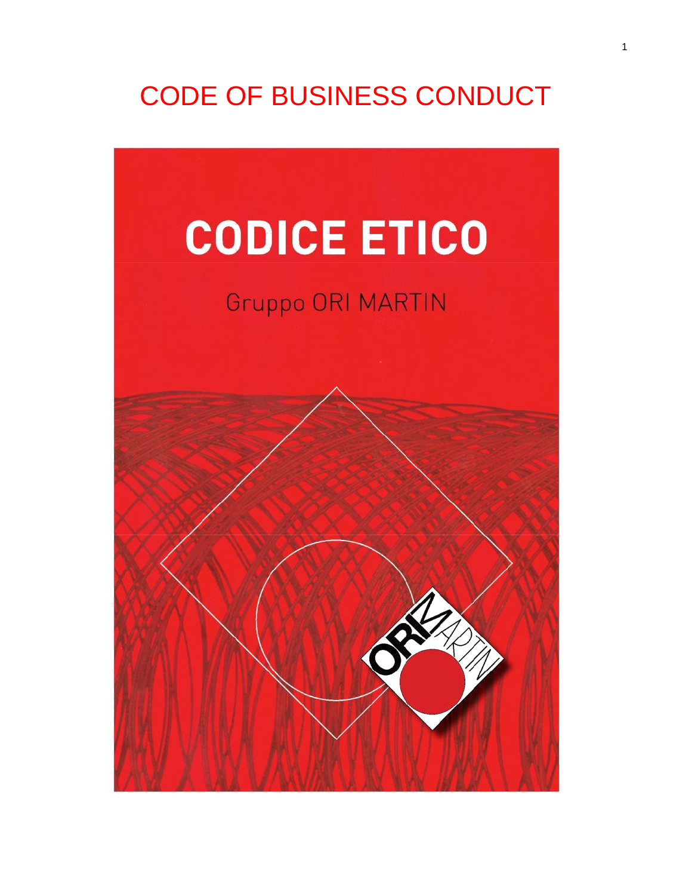# CODE OF BUSINESS CONDUCT

# CODICE ETICO

Gruppo ORI MARTIN

ORI MARTIN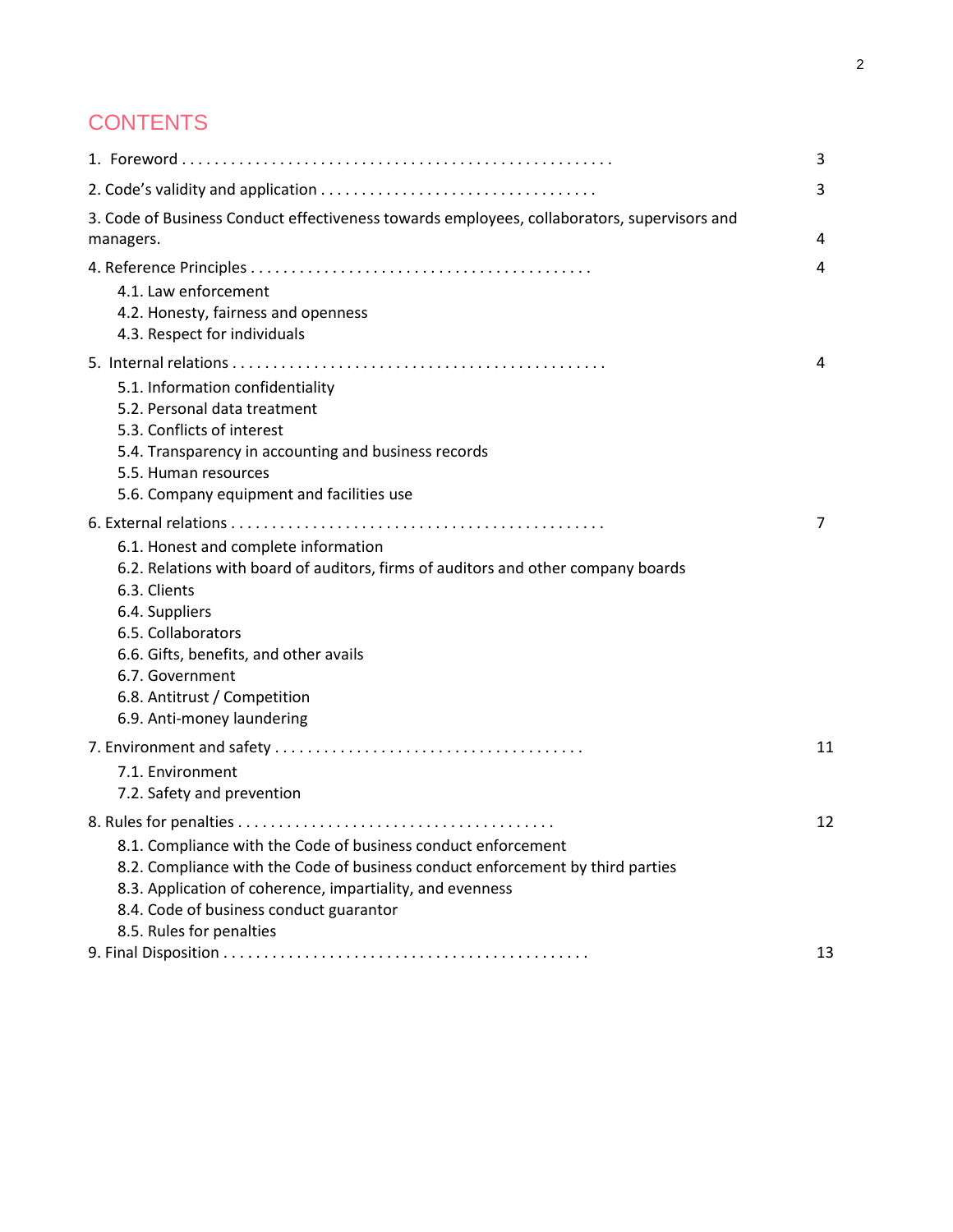# CONTENTS

| | |
|---|---|
| 1. Foreword | 3 |
| 2. Code's validity and application | 3 |
| 3. Code of Business Conduct effectiveness towards employees, collaborators, supervisors and managers. | 4 |
| 4. Reference Principles | 4 |
| 4.1. Law enforcement | |
| 4.2. Honesty, fairness and openness | |
| 4.3. Respect for individuals | |
| 5. Internal relations | 4 |
| 5.1. Information confidentiality | |
| 5.2. Personal data treatment | |
| 5.3. Conflicts of interest | |
| 5.4. Transparency in accounting and business records | |
| 5.5. Human resources | |
| 5.6. Company equipment and facilities use | |
| 6. External relations | 7 |
| 6.1. Honest and complete information | |
| 6.2. Relations with board of auditors, firms of auditors and other company boards | |
| 6.3. Clients | |
| 6.4. Suppliers | |
| 6.5. Collaborators | |
| 6.6. Gifts, benefits, and other avails | |
| 6.7. Government | |
| 6.8. Antitrust / Competition | |
| 6.9. Anti-money laundering | |
| 7. Environment and safety | 11 |
| 7.1. Environment | |
| 7.2. Safety and prevention | |
| 8. Rules for penalties | 12 |
| 8.1. Compliance with the Code of business conduct enforcement | |
| 8.2. Compliance with the Code of business conduct enforcement by third parties | |
| 8.3. Application of coherence, impartiality, and evenness | |
| 8.4. Code of business conduct guarantor | |
| 8.5. Rules for penalties | |
| 9. Final Disposition | 13 |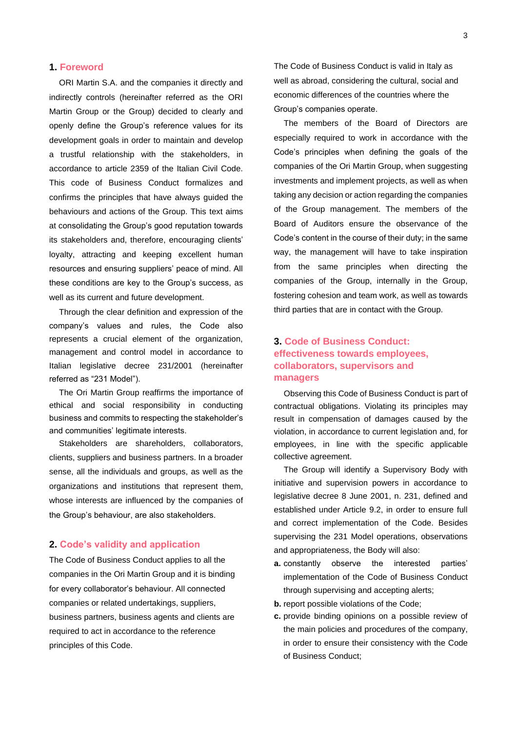## 1. Foreword

ORI Martin S.A. and the companies it directly and indirectly controls (hereinafter referred as the ORI Martin Group or the Group) decided to clearly and openly define the Group's reference values for its development goals in order to maintain and develop a trustful relationship with the stakeholders, in accordance to article 2359 of the Italian Civil Code. This code of Business Conduct formalizes and confirms the principles that have always guided the behaviours and actions of the Group. This text aims at consolidating the Group's good reputation towards its stakeholders and, therefore, encouraging clients' loyalty, attracting and keeping excellent human resources and ensuring suppliers' peace of mind. All these conditions are key to the Group's success, as well as its current and future development.

Through the clear definition and expression of the company's values and rules, the Code also represents a crucial element of the organization, management and control model in accordance to Italian legislative decree 231/2001 (hereinafter referred as "231 Model").

The Ori Martin Group reaffirms the importance of ethical and social responsibility in conducting business and commits to respecting the stakeholder's and communities' legitimate interests.

Stakeholders are shareholders, collaborators, clients, suppliers and business partners. In a broader sense, all the individuals and groups, as well as the organizations and institutions that represent them, whose interests are influenced by the companies of the Group's behaviour, are also stakeholders.

## 2. Code's validity and application

The Code of Business Conduct applies to all the companies in the Ori Martin Group and it is binding for every collaborator's behaviour. All connected companies or related undertakings, suppliers, business partners, business agents and clients are required to act in accordance to the reference principles of this Code.

The Code of Business Conduct is valid in Italy as well as abroad, considering the cultural, social and economic differences of the countries where the Group's companies operate.

The members of the Board of Directors are especially required to work in accordance with the Code's principles when defining the goals of the companies of the Ori Martin Group, when suggesting investments and implement projects, as well as when taking any decision or action regarding the companies of the Group management. The members of the Board of Auditors ensure the observance of the Code's content in the course of their duty; in the same way, the management will have to take inspiration from the same principles when directing the companies of the Group, internally in the Group, fostering cohesion and team work, as well as towards third parties that are in contact with the Group.

## 3. Code of Business Conduct: effectiveness towards employees, collaborators, supervisors and managers

Observing this Code of Business Conduct is part of contractual obligations. Violating its principles may result in compensation of damages caused by the violation, in accordance to current legislation and, for employees, in line with the specific applicable collective agreement.

The Group will identify a Supervisory Body with initiative and supervision powers in accordance to legislative decree 8 June 2001, n. 231, defined and established under Article 9.2, in order to ensure full and correct implementation of the Code. Besides supervising the 231 Model operations, observations and appropriateness, the Body will also:

- **a.** constantly observe the interested parties' implementation of the Code of Business Conduct through supervising and accepting alerts;
- **b.** report possible violations of the Code;
- **c.** provide binding opinions on a possible review of the main policies and procedures of the company, in order to ensure their consistency with the Code of Business Conduct;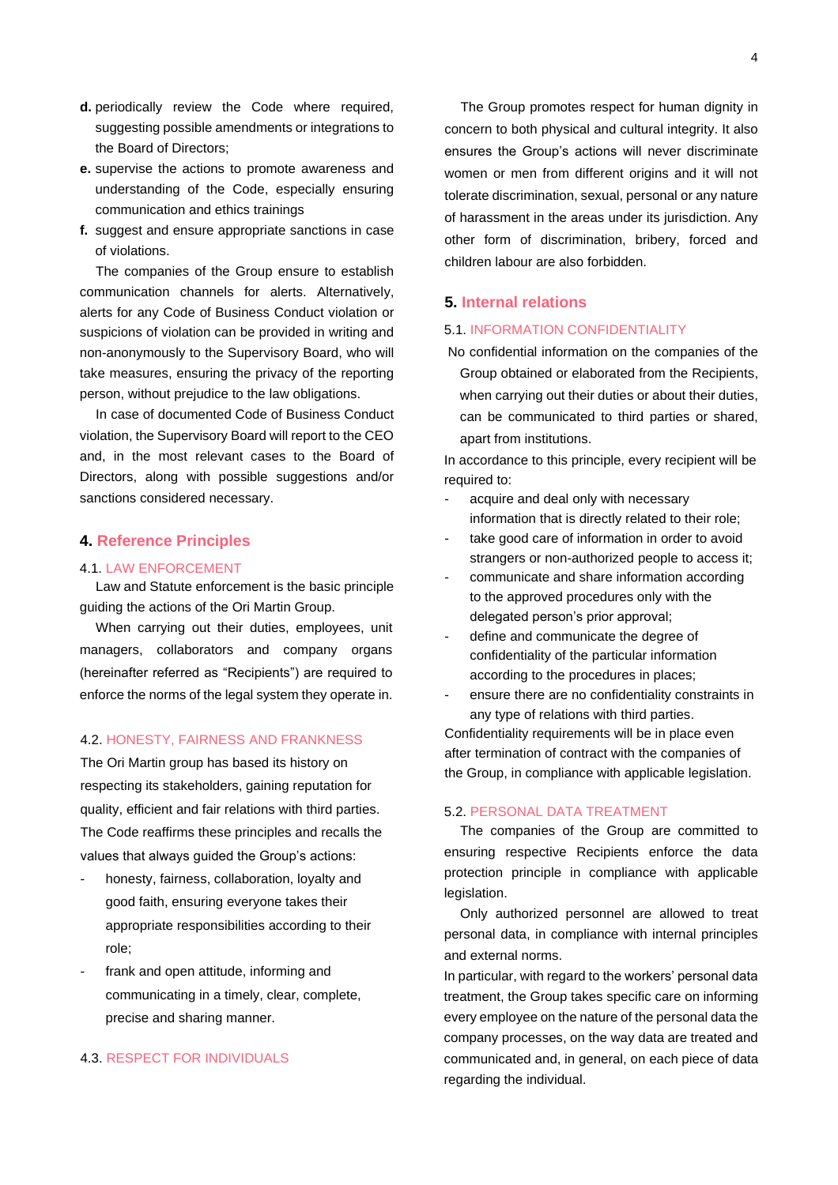**d.** periodically review the Code where required, suggesting possible amendments or integrations to the Board of Directors;

**e.** supervise the actions to promote awareness and understanding of the Code, especially ensuring communication and ethics trainings

**f.** suggest and ensure appropriate sanctions in case of violations.

The companies of the Group ensure to establish communication channels for alerts. Alternatively, alerts for any Code of Business Conduct violation or suspicions of violation can be provided in writing and non-anonymously to the Supervisory Board, who will take measures, ensuring the privacy of the reporting person, without prejudice to the law obligations.

In case of documented Code of Business Conduct violation, the Supervisory Board will report to the CEO and, in the most relevant cases to the Board of Directors, along with possible suggestions and/or sanctions considered necessary.

## 4. Reference Principles

### 4.1. LAW ENFORCEMENT

Law and Statute enforcement is the basic principle guiding the actions of the Ori Martin Group.

When carrying out their duties, employees, unit managers, collaborators and company organs (hereinafter referred as “Recipients”) are required to enforce the norms of the legal system they operate in.

### 4.2. HONESTY, FAIRNESS AND FRANKNESS

The Ori Martin group has based its history on respecting its stakeholders, gaining reputation for quality, efficient and fair relations with third parties. The Code reaffirms these principles and recalls the values that always guided the Group’s actions:

- honesty, fairness, collaboration, loyalty and good faith, ensuring everyone takes their appropriate responsibilities according to their role;
- frank and open attitude, informing and communicating in a timely, clear, complete, precise and sharing manner.

### 4.3. RESPECT FOR INDIVIDUALS

The Group promotes respect for human dignity in concern to both physical and cultural integrity. It also ensures the Group’s actions will never discriminate women or men from different origins and it will not tolerate discrimination, sexual, personal or any nature of harassment in the areas under its jurisdiction. Any other form of discrimination, bribery, forced and children labour are also forbidden.

## 5. Internal relations

### 5.1. INFORMATION CONFIDENTIALITY

No confidential information on the companies of the Group obtained or elaborated from the Recipients, when carrying out their duties or about their duties, can be communicated to third parties or shared, apart from institutions.

In accordance to this principle, every recipient will be required to:

- acquire and deal only with necessary information that is directly related to their role;
- take good care of information in order to avoid strangers or non-authorized people to access it;
- communicate and share information according to the approved procedures only with the delegated person’s prior approval;
- define and communicate the degree of confidentiality of the particular information according to the procedures in places;
- ensure there are no confidentiality constraints in any type of relations with third parties.

Confidentiality requirements will be in place even after termination of contract with the companies of the Group, in compliance with applicable legislation.

### 5.2. PERSONAL DATA TREATMENT

The companies of the Group are committed to ensuring respective Recipients enforce the data protection principle in compliance with applicable legislation.

Only authorized personnel are allowed to treat personal data, in compliance with internal principles and external norms.

In particular, with regard to the workers’ personal data treatment, the Group takes specific care on informing every employee on the nature of the personal data the company processes, on the way data are treated and communicated and, in general, on each piece of data regarding the individual.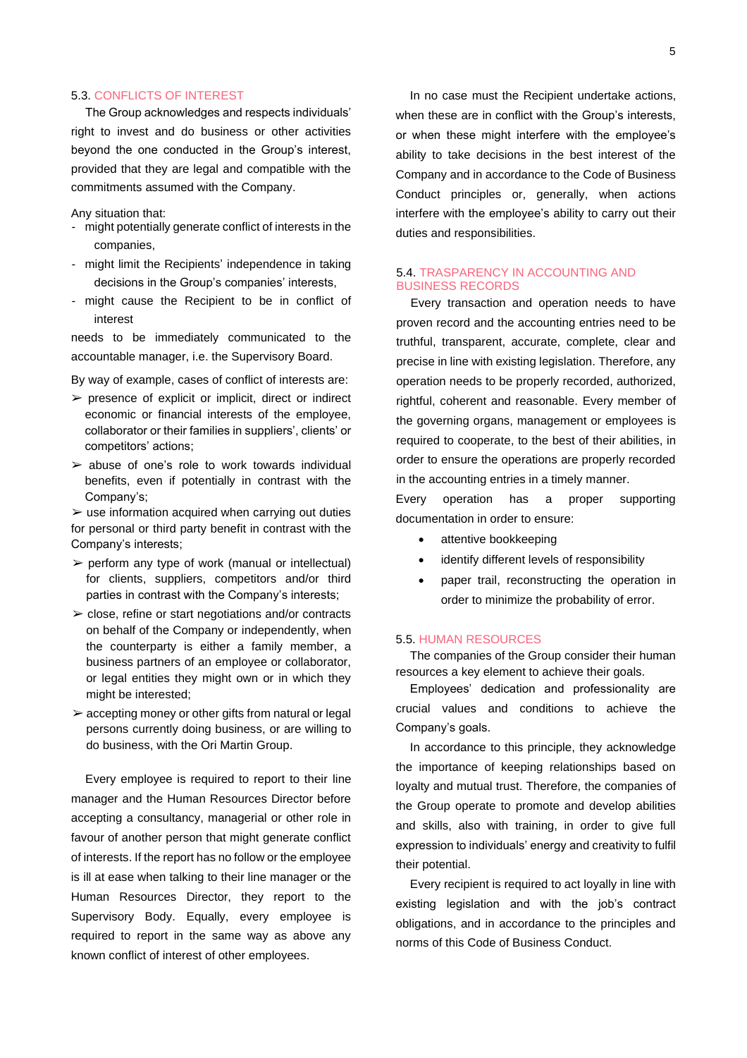### 5.3. CONFLICTS OF INTEREST

The Group acknowledges and respects individuals' right to invest and do business or other activities beyond the one conducted in the Group's interest, provided that they are legal and compatible with the commitments assumed with the Company.

Any situation that:

- might potentially generate conflict of interests in the companies,
- might limit the Recipients' independence in taking decisions in the Group's companies' interests,
- might cause the Recipient to be in conflict of interest

needs to be immediately communicated to the accountable manager, i.e. the Supervisory Board.

By way of example, cases of conflict of interests are:

- ➢ presence of explicit or implicit, direct or indirect economic or financial interests of the employee, collaborator or their families in suppliers', clients' or competitors' actions;
- ➢ abuse of one's role to work towards individual benefits, even if potentially in contrast with the Company's;
- ➢ use information acquired when carrying out duties for personal or third party benefit in contrast with the Company's interests;
- ➢ perform any type of work (manual or intellectual) for clients, suppliers, competitors and/or third parties in contrast with the Company's interests;
- ➢ close, refine or start negotiations and/or contracts on behalf of the Company or independently, when the counterparty is either a family member, a business partners of an employee or collaborator, or legal entities they might own or in which they might be interested;
- ➢ accepting money or other gifts from natural or legal persons currently doing business, or are willing to do business, with the Ori Martin Group.

Every employee is required to report to their line manager and the Human Resources Director before accepting a consultancy, managerial or other role in favour of another person that might generate conflict of interests. If the report has no follow or the employee is ill at ease when talking to their line manager or the Human Resources Director, they report to the Supervisory Body. Equally, every employee is required to report in the same way as above any known conflict of interest of other employees.

In no case must the Recipient undertake actions, when these are in conflict with the Group's interests, or when these might interfere with the employee's ability to take decisions in the best interest of the Company and in accordance to the Code of Business Conduct principles or, generally, when actions interfere with the employee's ability to carry out their duties and responsibilities.

### 5.4. TRASPARENCY IN ACCOUNTING AND BUSINESS RECORDS

Every transaction and operation needs to have proven record and the accounting entries need to be truthful, transparent, accurate, complete, clear and precise in line with existing legislation. Therefore, any operation needs to be properly recorded, authorized, rightful, coherent and reasonable. Every member of the governing organs, management or employees is required to cooperate, to the best of their abilities, in order to ensure the operations are properly recorded in the accounting entries in a timely manner.

Every operation has a proper supporting documentation in order to ensure:

- attentive bookkeeping
- identify different levels of responsibility
- paper trail, reconstructing the operation in order to minimize the probability of error.

### 5.5. HUMAN RESOURCES

The companies of the Group consider their human resources a key element to achieve their goals.

Employees' dedication and professionality are crucial values and conditions to achieve the Company's goals.

In accordance to this principle, they acknowledge the importance of keeping relationships based on loyalty and mutual trust. Therefore, the companies of the Group operate to promote and develop abilities and skills, also with training, in order to give full expression to individuals' energy and creativity to fulfil their potential.

Every recipient is required to act loyally in line with existing legislation and with the job's contract obligations, and in accordance to the principles and norms of this Code of Business Conduct.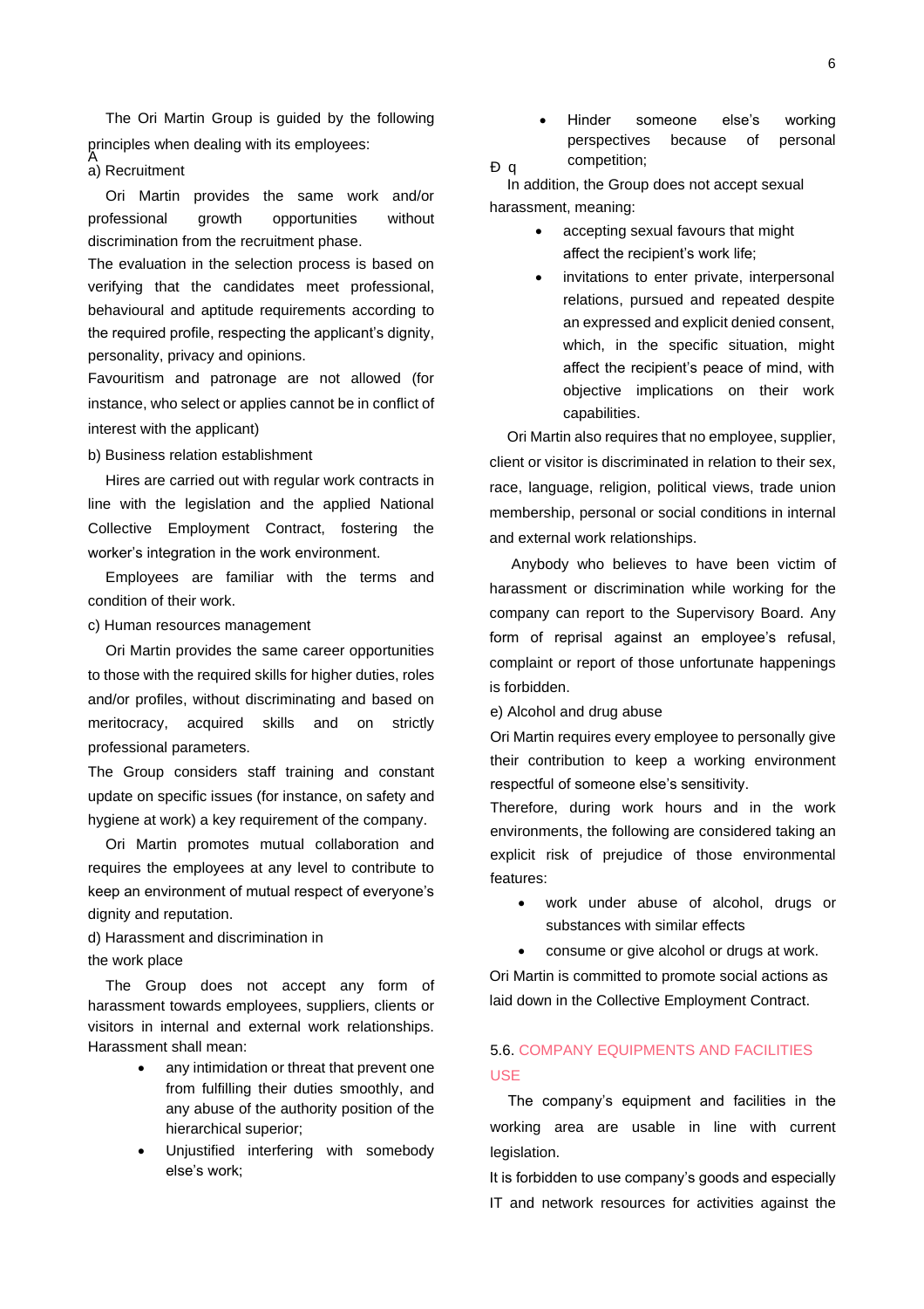The Ori Martin Group is guided by the following principles when dealing with its employees:

a) Recruitment

Ori Martin provides the same work and/or professional growth opportunities without discrimination from the recruitment phase.

The evaluation in the selection process is based on verifying that the candidates meet professional, behavioural and aptitude requirements according to the required profile, respecting the applicant's dignity, personality, privacy and opinions.

Favouritism and patronage are not allowed (for instance, who select or applies cannot be in conflict of interest with the applicant)

b) Business relation establishment

Hires are carried out with regular work contracts in line with the legislation and the applied National Collective Employment Contract, fostering the worker's integration in the work environment.

Employees are familiar with the terms and condition of their work.

c) Human resources management

Ori Martin provides the same career opportunities to those with the required skills for higher duties, roles and/or profiles, without discriminating and based on meritocracy, acquired skills and on strictly professional parameters.

The Group considers staff training and constant update on specific issues (for instance, on safety and hygiene at work) a key requirement of the company.

Ori Martin promotes mutual collaboration and requires the employees at any level to contribute to keep an environment of mutual respect of everyone's dignity and reputation.

d) Harassment and discrimination in the work place

The Group does not accept any form of harassment towards employees, suppliers, clients or visitors in internal and external work relationships. Harassment shall mean:

- any intimidation or threat that prevent one from fulfilling their duties smoothly, and any abuse of the authority position of the hierarchical superior;
- Unjustified interfering with somebody else's work;
- Hinder someone else's working perspectives because of personal competition;

In addition, the Group does not accept sexual harassment, meaning:

- accepting sexual favours that might affect the recipient's work life;
- invitations to enter private, interpersonal relations, pursued and repeated despite an expressed and explicit denied consent, which, in the specific situation, might affect the recipient's peace of mind, with objective implications on their work capabilities.

Ori Martin also requires that no employee, supplier, client or visitor is discriminated in relation to their sex, race, language, religion, political views, trade union membership, personal or social conditions in internal and external work relationships.

Anybody who believes to have been victim of harassment or discrimination while working for the company can report to the Supervisory Board. Any form of reprisal against an employee's refusal, complaint or report of those unfortunate happenings is forbidden.

e) Alcohol and drug abuse

Ori Martin requires every employee to personally give their contribution to keep a working environment respectful of someone else's sensitivity.

Therefore, during work hours and in the work environments, the following are considered taking an explicit risk of prejudice of those environmental features:

- work under abuse of alcohol, drugs or substances with similar effects
- consume or give alcohol or drugs at work.

Ori Martin is committed to promote social actions as laid down in the Collective Employment Contract.

## 5.6. COMPANY EQUIPMENTS AND FACILITIES USE

The company's equipment and facilities in the working area are usable in line with current legislation.

It is forbidden to use company's goods and especially IT and network resources for activities against the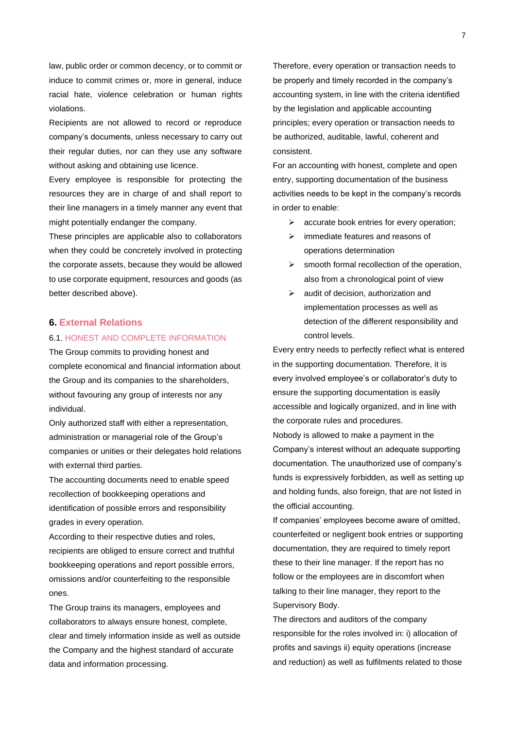law, public order or common decency, or to commit or induce to commit crimes or, more in general, induce racial hate, violence celebration or human rights violations.

Recipients are not allowed to record or reproduce company's documents, unless necessary to carry out their regular duties, nor can they use any software without asking and obtaining use licence.

Every employee is responsible for protecting the resources they are in charge of and shall report to their line managers in a timely manner any event that might potentially endanger the company.

These principles are applicable also to collaborators when they could be concretely involved in protecting the corporate assets, because they would be allowed to use corporate equipment, resources and goods (as better described above).

## 6. External Relations

### 6.1. HONEST AND COMPLETE INFORMATION

The Group commits to providing honest and complete economical and financial information about the Group and its companies to the shareholders, without favouring any group of interests nor any individual.

Only authorized staff with either a representation, administration or managerial role of the Group's companies or unities or their delegates hold relations with external third parties.

The accounting documents need to enable speed recollection of bookkeeping operations and identification of possible errors and responsibility grades in every operation.

According to their respective duties and roles, recipients are obliged to ensure correct and truthful bookkeeping operations and report possible errors, omissions and/or counterfeiting to the responsible ones.

The Group trains its managers, employees and collaborators to always ensure honest, complete, clear and timely information inside as well as outside the Company and the highest standard of accurate data and information processing.

Therefore, every operation or transaction needs to be properly and timely recorded in the company's accounting system, in line with the criteria identified by the legislation and applicable accounting principles; every operation or transaction needs to be authorized, auditable, lawful, coherent and consistent.

For an accounting with honest, complete and open entry, supporting documentation of the business activities needs to be kept in the company's records in order to enable:

- accurate book entries for every operation;
- immediate features and reasons of operations determination
- smooth formal recollection of the operation, also from a chronological point of view
- audit of decision, authorization and implementation processes as well as detection of the different responsibility and control levels.

Every entry needs to perfectly reflect what is entered in the supporting documentation. Therefore, it is every involved employee's or collaborator's duty to ensure the supporting documentation is easily accessible and logically organized, and in line with the corporate rules and procedures.

Nobody is allowed to make a payment in the Company's interest without an adequate supporting documentation. The unauthorized use of company's funds is expressively forbidden, as well as setting up and holding funds, also foreign, that are not listed in the official accounting.

If companies' employees become aware of omitted, counterfeited or negligent book entries or supporting documentation, they are required to timely report these to their line manager. If the report has no follow or the employees are in discomfort when talking to their line manager, they report to the Supervisory Body.

The directors and auditors of the company responsible for the roles involved in: i) allocation of profits and savings ii) equity operations (increase and reduction) as well as fulfilments related to those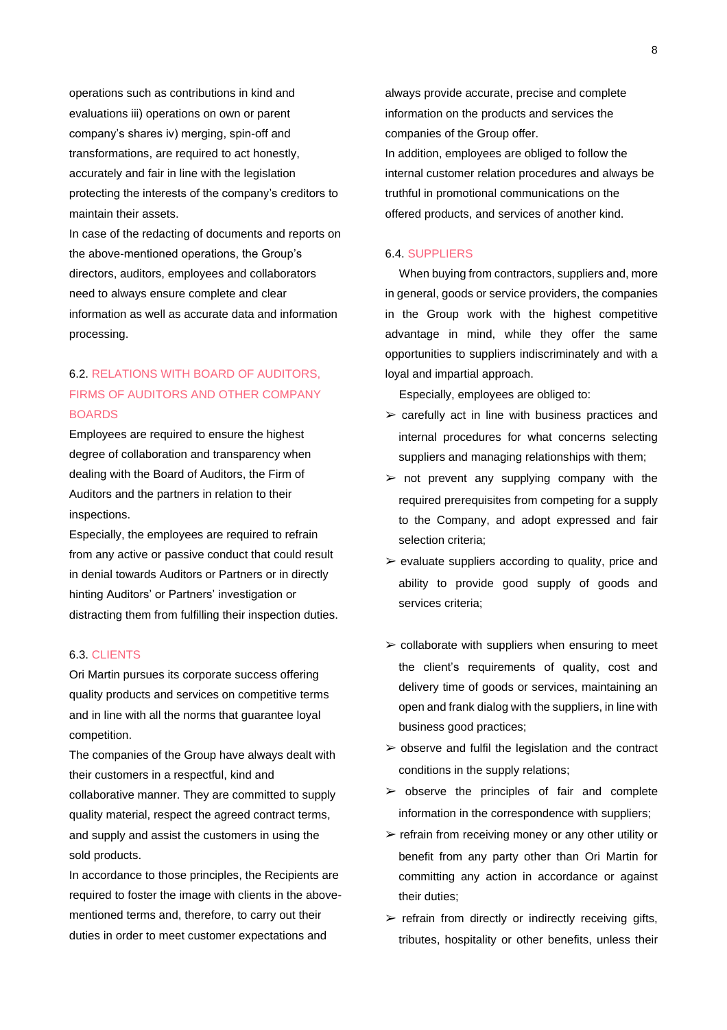operations such as contributions in kind and evaluations iii) operations on own or parent company's shares iv) merging, spin-off and transformations, are required to act honestly, accurately and fair in line with the legislation protecting the interests of the company's creditors to maintain their assets.

In case of the redacting of documents and reports on the above-mentioned operations, the Group's directors, auditors, employees and collaborators need to always ensure complete and clear information as well as accurate data and information processing.

### 6.2. RELATIONS WITH BOARD OF AUDITORS, FIRMS OF AUDITORS AND OTHER COMPANY BOARDS

Employees are required to ensure the highest degree of collaboration and transparency when dealing with the Board of Auditors, the Firm of Auditors and the partners in relation to their inspections.

Especially, the employees are required to refrain from any active or passive conduct that could result in denial towards Auditors or Partners or in directly hinting Auditors' or Partners' investigation or distracting them from fulfilling their inspection duties.

### 6.3. CLIENTS

Ori Martin pursues its corporate success offering quality products and services on competitive terms and in line with all the norms that guarantee loyal competition.

The companies of the Group have always dealt with their customers in a respectful, kind and collaborative manner. They are committed to supply quality material, respect the agreed contract terms, and supply and assist the customers in using the sold products.

In accordance to those principles, the Recipients are required to foster the image with clients in the above-mentioned terms and, therefore, to carry out their duties in order to meet customer expectations and always provide accurate, precise and complete information on the products and services the companies of the Group offer.

In addition, employees are obliged to follow the internal customer relation procedures and always be truthful in promotional communications on the offered products, and services of another kind.

### 6.4. SUPPLIERS

When buying from contractors, suppliers and, more in general, goods or service providers, the companies in the Group work with the highest competitive advantage in mind, while they offer the same opportunities to suppliers indiscriminately and with a loyal and impartial approach.

Especially, employees are obliged to:

- carefully act in line with business practices and internal procedures for what concerns selecting suppliers and managing relationships with them;
- not prevent any supplying company with the required prerequisites from competing for a supply to the Company, and adopt expressed and fair selection criteria;
- evaluate suppliers according to quality, price and ability to provide good supply of goods and services criteria;
- collaborate with suppliers when ensuring to meet the client's requirements of quality, cost and delivery time of goods or services, maintaining an open and frank dialog with the suppliers, in line with business good practices;
- observe and fulfil the legislation and the contract conditions in the supply relations;
- observe the principles of fair and complete information in the correspondence with suppliers;
- refrain from receiving money or any other utility or benefit from any party other than Ori Martin for committing any action in accordance or against their duties;
- refrain from directly or indirectly receiving gifts, tributes, hospitality or other benefits, unless their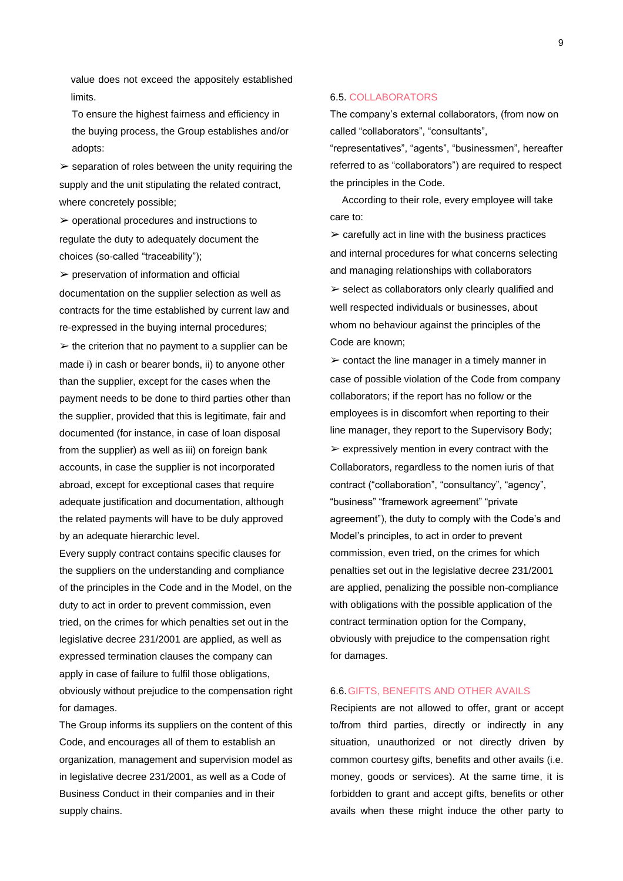value does not exceed the appositely established limits.

To ensure the highest fairness and efficiency in the buying process, the Group establishes and/or adopts:

- ➢ separation of roles between the unity requiring the supply and the unit stipulating the related contract, where concretely possible;
- ➢ operational procedures and instructions to regulate the duty to adequately document the choices (so-called “traceability”);
- ➢ preservation of information and official documentation on the supplier selection as well as contracts for the time established by current law and re-expressed in the buying internal procedures;
- ➢ the criterion that no payment to a supplier can be made i) in cash or bearer bonds, ii) to anyone other than the supplier, except for the cases when the payment needs to be done to third parties other than the supplier, provided that this is legitimate, fair and documented (for instance, in case of loan disposal from the supplier) as well as iii) on foreign bank accounts, in case the supplier is not incorporated abroad, except for exceptional cases that require adequate justification and documentation, although the related payments will have to be duly approved by an adequate hierarchic level.

Every supply contract contains specific clauses for the suppliers on the understanding and compliance of the principles in the Code and in the Model, on the duty to act in order to prevent commission, even tried, on the crimes for which penalties set out in the legislative decree 231/2001 are applied, as well as expressed termination clauses the company can apply in case of failure to fulfil those obligations, obviously without prejudice to the compensation right for damages.

The Group informs its suppliers on the content of this Code, and encourages all of them to establish an organization, management and supervision model as in legislative decree 231/2001, as well as a Code of Business Conduct in their companies and in their supply chains.

### 6.5. COLLABORATORS

The company’s external collaborators, (from now on called “collaborators”, “consultants”, “representatives”, “agents”, “businessmen”, hereafter referred to as “collaborators”) are required to respect the principles in the Code.

According to their role, every employee will take care to:

- ➢ carefully act in line with the business practices and internal procedures for what concerns selecting and managing relationships with collaborators
- ➢ select as collaborators only clearly qualified and well respected individuals or businesses, about whom no behaviour against the principles of the Code are known;
- ➢ contact the line manager in a timely manner in case of possible violation of the Code from company collaborators; if the report has no follow or the employees is in discomfort when reporting to their line manager, they report to the Supervisory Body;
- ➢ expressively mention in every contract with the Collaborators, regardless to the nomen iuris of that contract (“collaboration”, “consultancy”, “agency”, “business” “framework agreement” “private agreement”), the duty to comply with the Code’s and Model’s principles, to act in order to prevent commission, even tried, on the crimes for which penalties set out in the legislative decree 231/2001 are applied, penalizing the possible non-compliance with obligations with the possible application of the contract termination option for the Company, obviously with prejudice to the compensation right for damages.

### 6.6. GIFTS, BENEFITS AND OTHER AVAILS

Recipients are not allowed to offer, grant or accept to/from third parties, directly or indirectly in any situation, unauthorized or not directly driven by common courtesy gifts, benefits and other avails (i.e. money, goods or services). At the same time, it is forbidden to grant and accept gifts, benefits or other avails when these might induce the other party to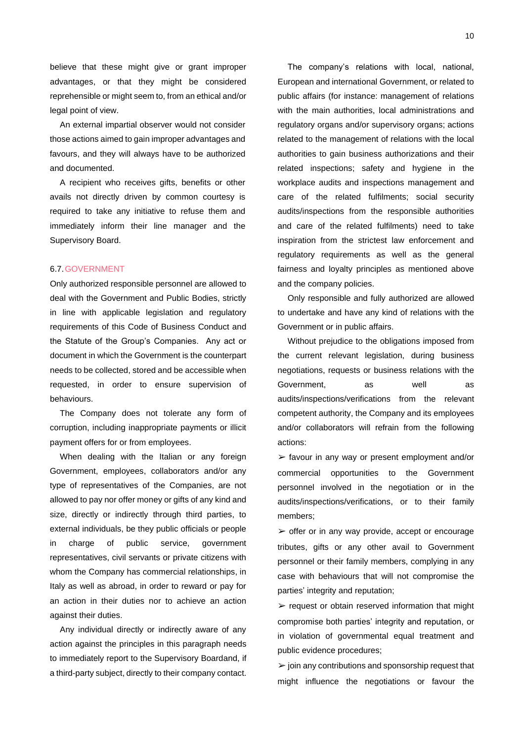believe that these might give or grant improper advantages, or that they might be considered reprehensible or might seem to, from an ethical and/or legal point of view.

An external impartial observer would not consider those actions aimed to gain improper advantages and favours, and they will always have to be authorized and documented.

A recipient who receives gifts, benefits or other avails not directly driven by common courtesy is required to take any initiative to refuse them and immediately inform their line manager and the Supervisory Board.

## 6.7. GOVERNMENT

Only authorized responsible personnel are allowed to deal with the Government and Public Bodies, strictly in line with applicable legislation and regulatory requirements of this Code of Business Conduct and the Statute of the Group's Companies. Any act or document in which the Government is the counterpart needs to be collected, stored and be accessible when requested, in order to ensure supervision of behaviours.

The Company does not tolerate any form of corruption, including inappropriate payments or illicit payment offers for or from employees.

When dealing with the Italian or any foreign Government, employees, collaborators and/or any type of representatives of the Companies, are not allowed to pay nor offer money or gifts of any kind and size, directly or indirectly through third parties, to external individuals, be they public officials or people in charge of public service, government representatives, civil servants or private citizens with whom the Company has commercial relationships, in Italy as well as abroad, in order to reward or pay for an action in their duties nor to achieve an action against their duties.

Any individual directly or indirectly aware of any action against the principles in this paragraph needs to immediately report to the Supervisory Boardand, if a third-party subject, directly to their company contact.

The company's relations with local, national, European and international Government, or related to public affairs (for instance: management of relations with the main authorities, local administrations and regulatory organs and/or supervisory organs; actions related to the management of relations with the local authorities to gain business authorizations and their related inspections; safety and hygiene in the workplace audits and inspections management and care of the related fulfilments; social security audits/inspections from the responsible authorities and care of the related fulfilments) need to take inspiration from the strictest law enforcement and regulatory requirements as well as the general fairness and loyalty principles as mentioned above and the company policies.

Only responsible and fully authorized are allowed to undertake and have any kind of relations with the Government or in public affairs.

Without prejudice to the obligations imposed from the current relevant legislation, during business negotiations, requests or business relations with the Government, as well as audits/inspections/verifications from the relevant competent authority, the Company and its employees and/or collaborators will refrain from the following actions:

- favour in any way or present employment and/or commercial opportunities to the Government personnel involved in the negotiation or in the audits/inspections/verifications, or to their family members;
- offer or in any way provide, accept or encourage tributes, gifts or any other avail to Government personnel or their family members, complying in any case with behaviours that will not compromise the parties' integrity and reputation;
- request or obtain reserved information that might compromise both parties' integrity and reputation, or in violation of governmental equal treatment and public evidence procedures;
- join any contributions and sponsorship request that might influence the negotiations or favour the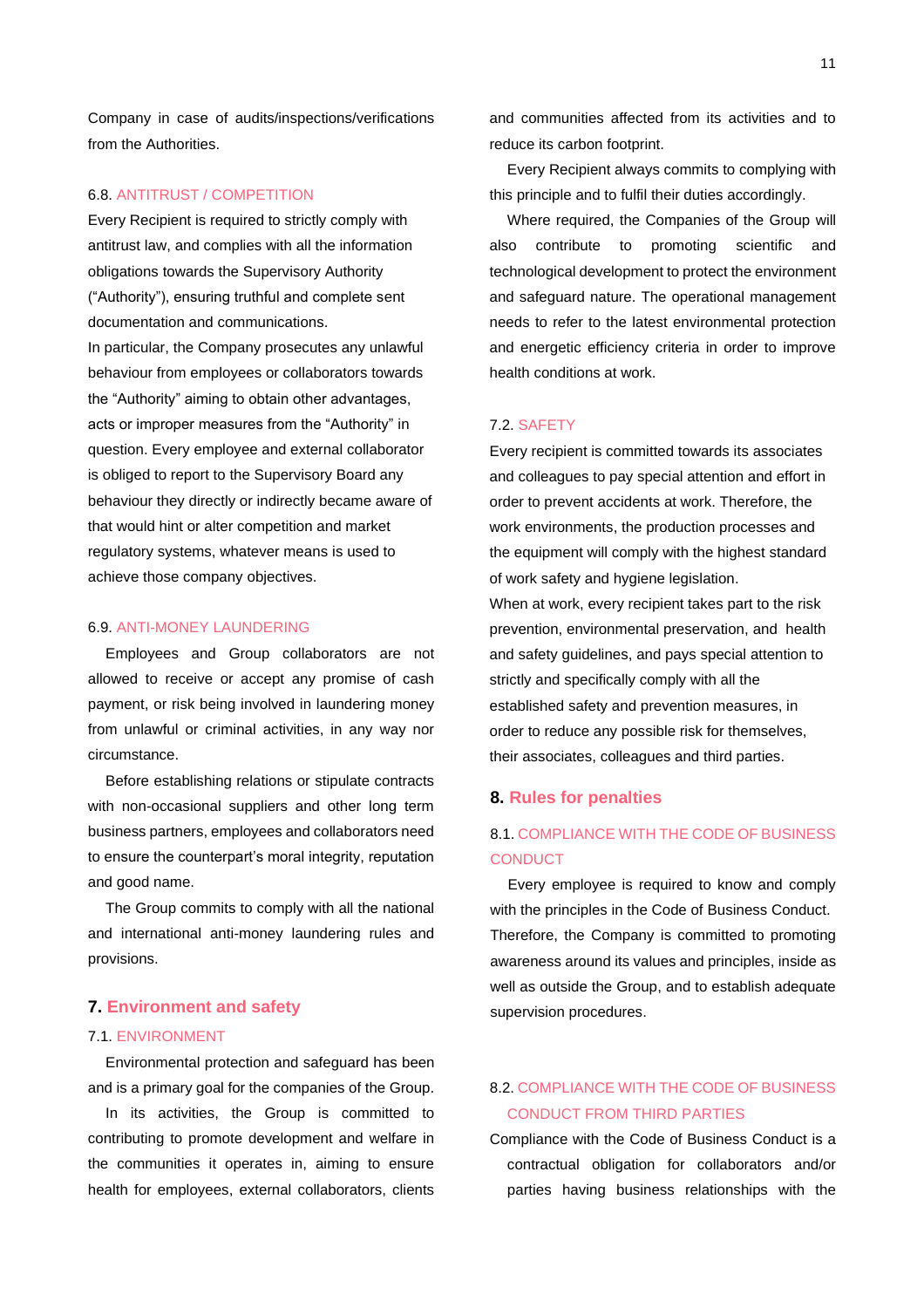Company in case of audits/inspections/verifications from the Authorities.

### 6.8. ANTITRUST / COMPETITION

Every Recipient is required to strictly comply with antitrust law, and complies with all the information obligations towards the Supervisory Authority ("Authority"), ensuring truthful and complete sent documentation and communications.

In particular, the Company prosecutes any unlawful behaviour from employees or collaborators towards the "Authority" aiming to obtain other advantages, acts or improper measures from the "Authority" in question. Every employee and external collaborator is obliged to report to the Supervisory Board any behaviour they directly or indirectly became aware of that would hint or alter competition and market regulatory systems, whatever means is used to achieve those company objectives.

### 6.9. ANTI-MONEY LAUNDERING

Employees and Group collaborators are not allowed to receive or accept any promise of cash payment, or risk being involved in laundering money from unlawful or criminal activities, in any way nor circumstance.

Before establishing relations or stipulate contracts with non-occasional suppliers and other long term business partners, employees and collaborators need to ensure the counterpart's moral integrity, reputation and good name.

The Group commits to comply with all the national and international anti-money laundering rules and provisions.

## 7. Environment and safety

### 7.1. ENVIRONMENT

Environmental protection and safeguard has been and is a primary goal for the companies of the Group.

In its activities, the Group is committed to contributing to promote development and welfare in the communities it operates in, aiming to ensure health for employees, external collaborators, clients and communities affected from its activities and to reduce its carbon footprint.

Every Recipient always commits to complying with this principle and to fulfil their duties accordingly.

Where required, the Companies of the Group will also contribute to promoting scientific and technological development to protect the environment and safeguard nature. The operational management needs to refer to the latest environmental protection and energetic efficiency criteria in order to improve health conditions at work.

### 7.2. SAFETY

Every recipient is committed towards its associates and colleagues to pay special attention and effort in order to prevent accidents at work. Therefore, the work environments, the production processes and the equipment will comply with the highest standard of work safety and hygiene legislation.

When at work, every recipient takes part to the risk prevention, environmental preservation, and health and safety guidelines, and pays special attention to strictly and specifically comply with all the established safety and prevention measures, in order to reduce any possible risk for themselves, their associates, colleagues and third parties.

## 8. Rules for penalties

### 8.1. COMPLIANCE WITH THE CODE OF BUSINESS CONDUCT

Every employee is required to know and comply with the principles in the Code of Business Conduct. Therefore, the Company is committed to promoting awareness around its values and principles, inside as well as outside the Group, and to establish adequate supervision procedures.

### 8.2. COMPLIANCE WITH THE CODE OF BUSINESS CONDUCT FROM THIRD PARTIES

Compliance with the Code of Business Conduct is a contractual obligation for collaborators and/or parties having business relationships with the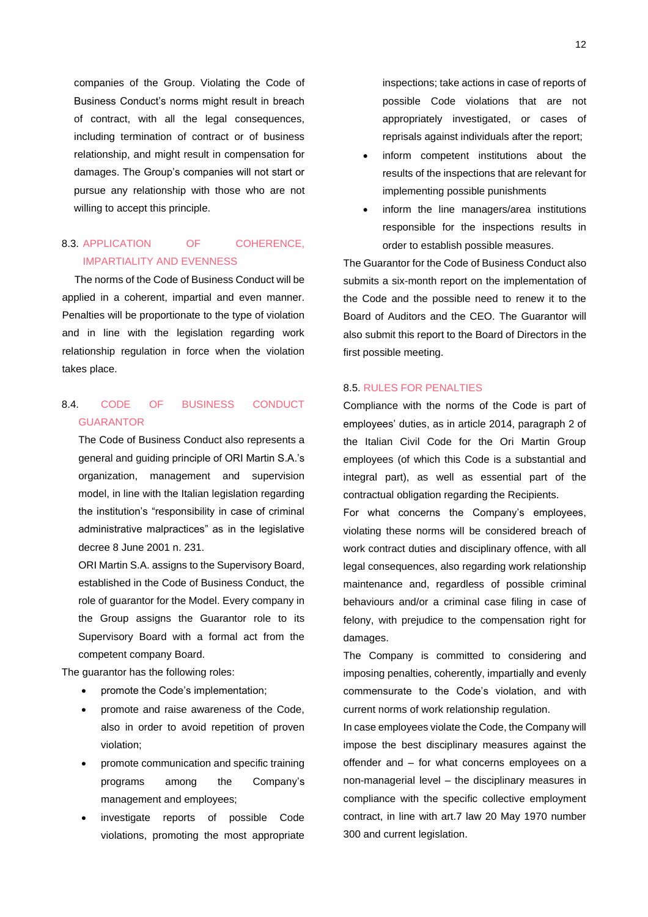companies of the Group. Violating the Code of Business Conduct's norms might result in breach of contract, with all the legal consequences, including termination of contract or of business relationship, and might result in compensation for damages. The Group's companies will not start or pursue any relationship with those who are not willing to accept this principle.

## 8.3. APPLICATION OF COHERENCE, IMPARTIALITY AND EVENNESS

The norms of the Code of Business Conduct will be applied in a coherent, impartial and even manner. Penalties will be proportionate to the type of violation and in line with the legislation regarding work relationship regulation in force when the violation takes place.

## 8.4. CODE OF BUSINESS CONDUCT GUARANTOR

The Code of Business Conduct also represents a general and guiding principle of ORI Martin S.A.'s organization, management and supervision model, in line with the Italian legislation regarding the institution's "responsibility in case of criminal administrative malpractices" as in the legislative decree 8 June 2001 n. 231.

ORI Martin S.A. assigns to the Supervisory Board, established in the Code of Business Conduct, the role of guarantor for the Model. Every company in the Group assigns the Guarantor role to its Supervisory Board with a formal act from the competent company Board.

The guarantor has the following roles:

- promote the Code's implementation;
- promote and raise awareness of the Code, also in order to avoid repetition of proven violation;
- promote communication and specific training programs among the Company's management and employees;
- investigate reports of possible Code violations, promoting the most appropriate inspections; take actions in case of reports of possible Code violations that are not appropriately investigated, or cases of reprisals against individuals after the report;
- inform competent institutions about the results of the inspections that are relevant for implementing possible punishments
- inform the line managers/area institutions responsible for the inspections results in order to establish possible measures.

The Guarantor for the Code of Business Conduct also submits a six-month report on the implementation of the Code and the possible need to renew it to the Board of Auditors and the CEO. The Guarantor will also submit this report to the Board of Directors in the first possible meeting.

## 8.5. RULES FOR PENALTIES

Compliance with the norms of the Code is part of employees' duties, as in article 2014, paragraph 2 of the Italian Civil Code for the Ori Martin Group employees (of which this Code is a substantial and integral part), as well as essential part of the contractual obligation regarding the Recipients.

For what concerns the Company's employees, violating these norms will be considered breach of work contract duties and disciplinary offence, with all legal consequences, also regarding work relationship maintenance and, regardless of possible criminal behaviours and/or a criminal case filing in case of felony, with prejudice to the compensation right for damages.

The Company is committed to considering and imposing penalties, coherently, impartially and evenly commensurate to the Code's violation, and with current norms of work relationship regulation.

In case employees violate the Code, the Company will impose the best disciplinary measures against the offender and – for what concerns employees on a non-managerial level – the disciplinary measures in compliance with the specific collective employment contract, in line with art.7 law 20 May 1970 number 300 and current legislation.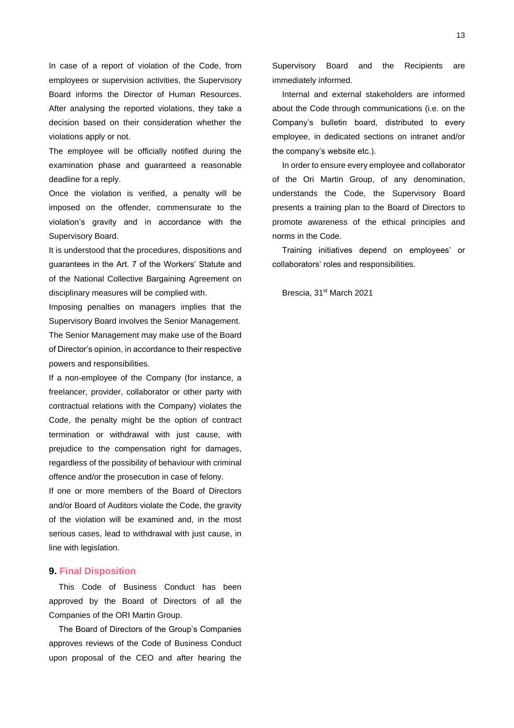In case of a report of violation of the Code, from employees or supervision activities, the Supervisory Board informs the Director of Human Resources. After analysing the reported violations, they take a decision based on their consideration whether the violations apply or not.

The employee will be officially notified during the examination phase and guaranteed a reasonable deadline for a reply.

Once the violation is verified, a penalty will be imposed on the offender, commensurate to the violation's gravity and in accordance with the Supervisory Board.

It is understood that the procedures, dispositions and guarantees in the Art. 7 of the Workers' Statute and of the National Collective Bargaining Agreement on disciplinary measures will be complied with.

Imposing penalties on managers implies that the Supervisory Board involves the Senior Management. The Senior Management may make use of the Board of Director's opinion, in accordance to their respective powers and responsibilities.

If a non-employee of the Company (for instance, a freelancer, provider, collaborator or other party with contractual relations with the Company) violates the Code, the penalty might be the option of contract termination or withdrawal with just cause, with prejudice to the compensation right for damages, regardless of the possibility of behaviour with criminal offence and/or the prosecution in case of felony.

If one or more members of the Board of Directors and/or Board of Auditors violate the Code, the gravity of the violation will be examined and, in the most serious cases, lead to withdrawal with just cause, in line with legislation.

## 9. Final Disposition

This Code of Business Conduct has been approved by the Board of Directors of all the Companies of the ORI Martin Group.

The Board of Directors of the Group's Companies approves reviews of the Code of Business Conduct upon proposal of the CEO and after hearing the Supervisory Board and the Recipients are immediately informed.

Internal and external stakeholders are informed about the Code through communications (i.e. on the Company's bulletin board, distributed to every employee, in dedicated sections on intranet and/or the company's website etc.).

In order to ensure every employee and collaborator of the Ori Martin Group, of any denomination, understands the Code, the Supervisory Board presents a training plan to the Board of Directors to promote awareness of the ethical principles and norms in the Code.

Training initiatives depend on employees' or collaborators' roles and responsibilities.

Brescia, 31st March 2021